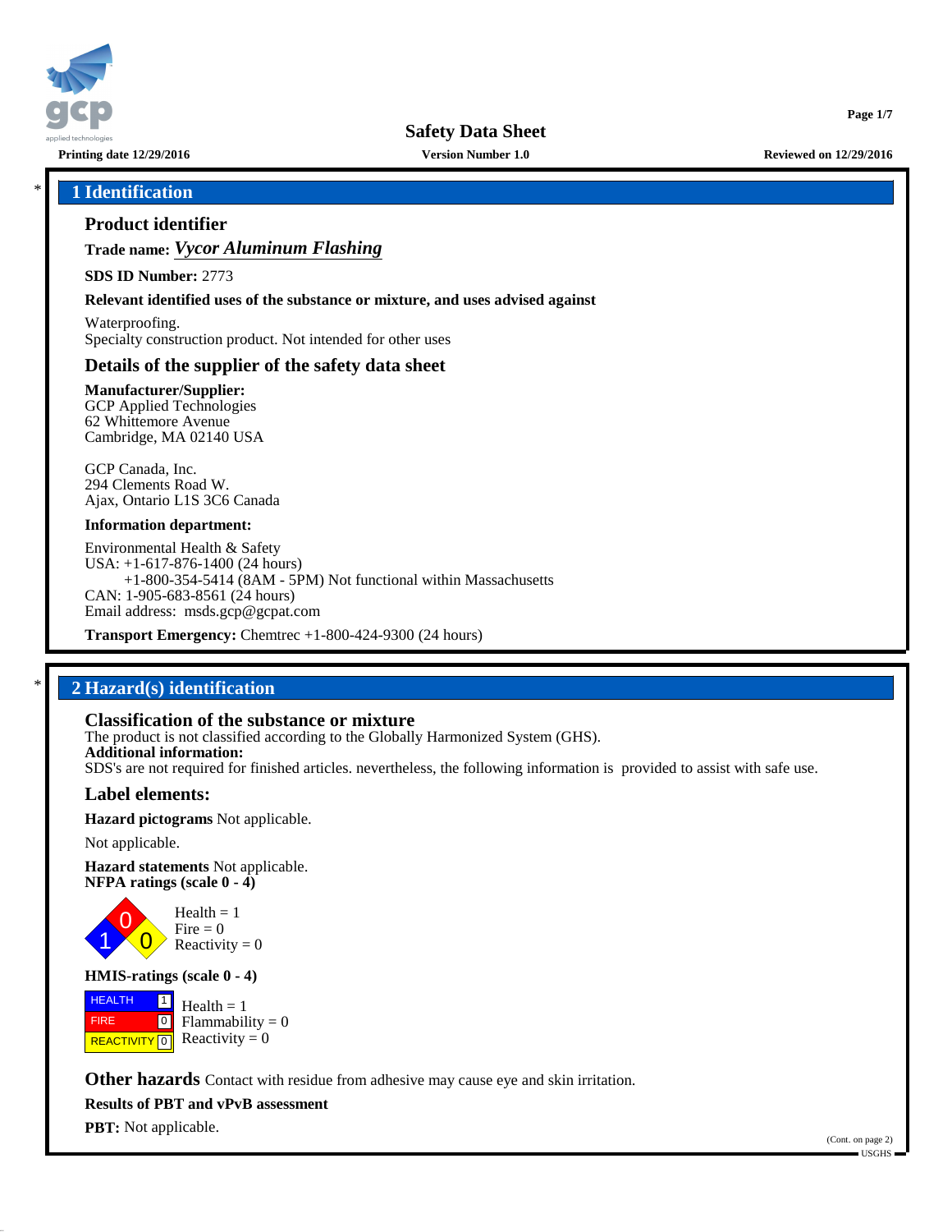# Safety Data Sheet

**Printing date 12/29/2016** **Version Number 1.0** **Reviewed on 12/29/2016**

## 1 Identification

### Product identifier

**Trade name:** ***Vycor Aluminum Flashing***

**SDS ID Number:** 2773

**Relevant identified uses of the substance or mixture, and uses advised against**

Waterproofing.
Specialty construction product. Not intended for other uses

### Details of the supplier of the safety data sheet

**Manufacturer/Supplier:**
GCP Applied Technologies
62 Whittemore Avenue
Cambridge, MA 02140 USA

GCP Canada, Inc.
294 Clements Road W.
Ajax, Ontario L1S 3C6 Canada

**Information department:**

Environmental Health & Safety
USA: +1-617-876-1400 (24 hours)
+1-800-354-5414 (8AM - 5PM) Not functional within Massachusetts
CAN: 1-905-683-8561 (24 hours)
Email address: msds.gcp@gcpat.com

**Transport Emergency:** Chemtrec +1-800-424-9300 (24 hours)

## 2 Hazard(s) identification

### Classification of the substance or mixture

The product is not classified according to the Globally Harmonized System (GHS).
**Additional information:**
SDS's are not required for finished articles. nevertheless, the following information is provided to assist with safe use.

### Label elements:

**Hazard pictograms** Not applicable.

Not applicable.

**Hazard statements** Not applicable.
**NFPA ratings (scale 0 - 4)**

Health = 1
Fire = 0
Reactivity = 0

**HMIS-ratings (scale 0 - 4)**

| | |
|---|---|
| HEALTH | 1 |
| FIRE | 0 |
| REACTIVITY | 0 |

Health = 1
Flammability = 0
Reactivity = 0

**Other hazards** Contact with residue from adhesive may cause eye and skin irritation.

**Results of PBT and vPvB assessment**

**PBT:** Not applicable.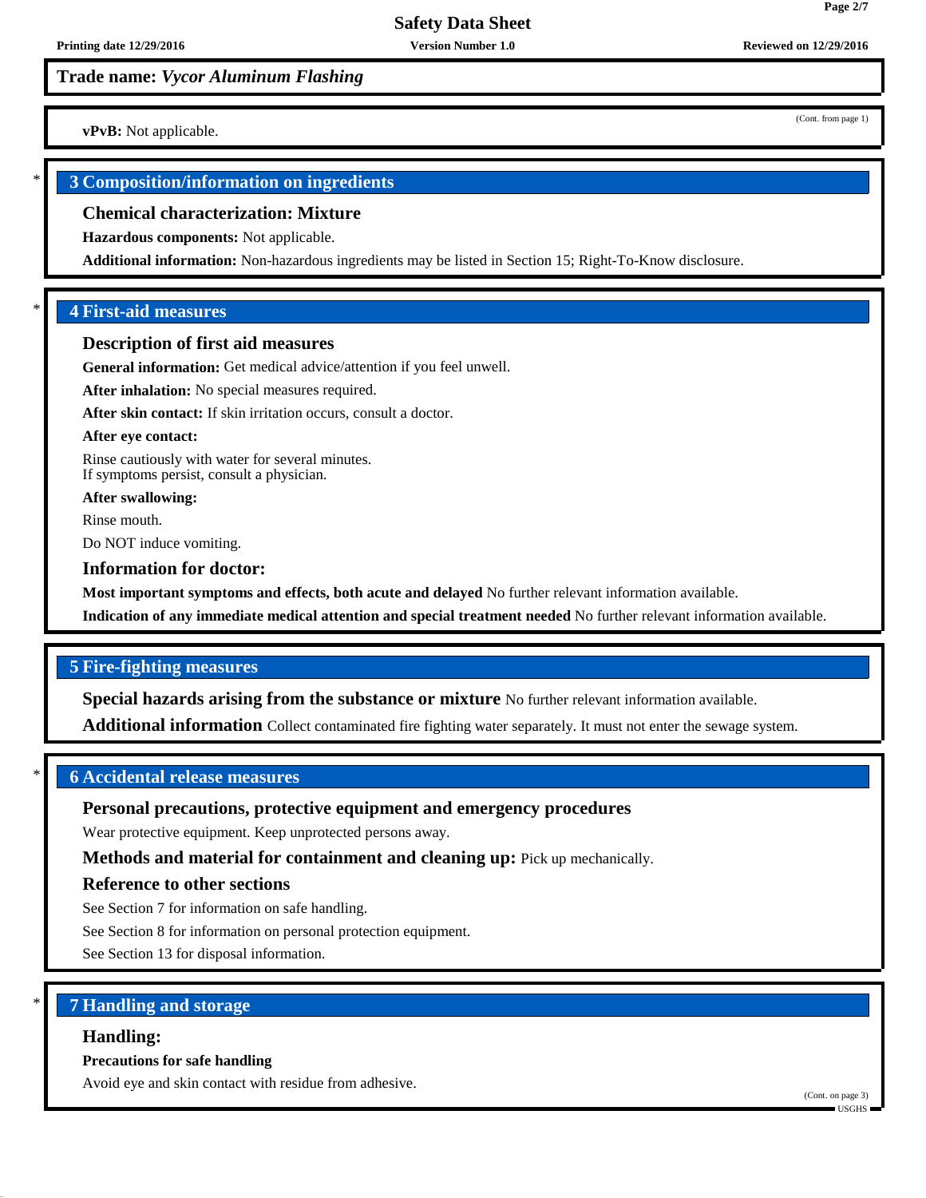**Trade name:** ***Vycor Aluminum Flashing***

(Cont. from page 1)

**vPvB:** Not applicable.

## 3 Composition/information on ingredients

### Chemical characterization: Mixture

**Hazardous components:** Not applicable.

**Additional information:** Non-hazardous ingredients may be listed in Section 15; Right-To-Know disclosure.

## 4 First-aid measures

### Description of first aid measures

**General information:** Get medical advice/attention if you feel unwell.

**After inhalation:** No special measures required.

**After skin contact:** If skin irritation occurs, consult a doctor.

**After eye contact:**

Rinse cautiously with water for several minutes.
If symptoms persist, consult a physician.

**After swallowing:**

Rinse mouth.

Do NOT induce vomiting.

### Information for doctor:

**Most important symptoms and effects, both acute and delayed** No further relevant information available.

**Indication of any immediate medical attention and special treatment needed** No further relevant information available.

## 5 Fire-fighting measures

**Special hazards arising from the substance or mixture** No further relevant information available.

**Additional information** Collect contaminated fire fighting water separately. It must not enter the sewage system.

## 6 Accidental release measures

### Personal precautions, protective equipment and emergency procedures

Wear protective equipment. Keep unprotected persons away.

**Methods and material for containment and cleaning up:** Pick up mechanically.

### Reference to other sections

See Section 7 for information on safe handling.

See Section 8 for information on personal protection equipment.

See Section 13 for disposal information.

## 7 Handling and storage

### Handling:

**Precautions for safe handling**

Avoid eye and skin contact with residue from adhesive.

(Cont. on page 3)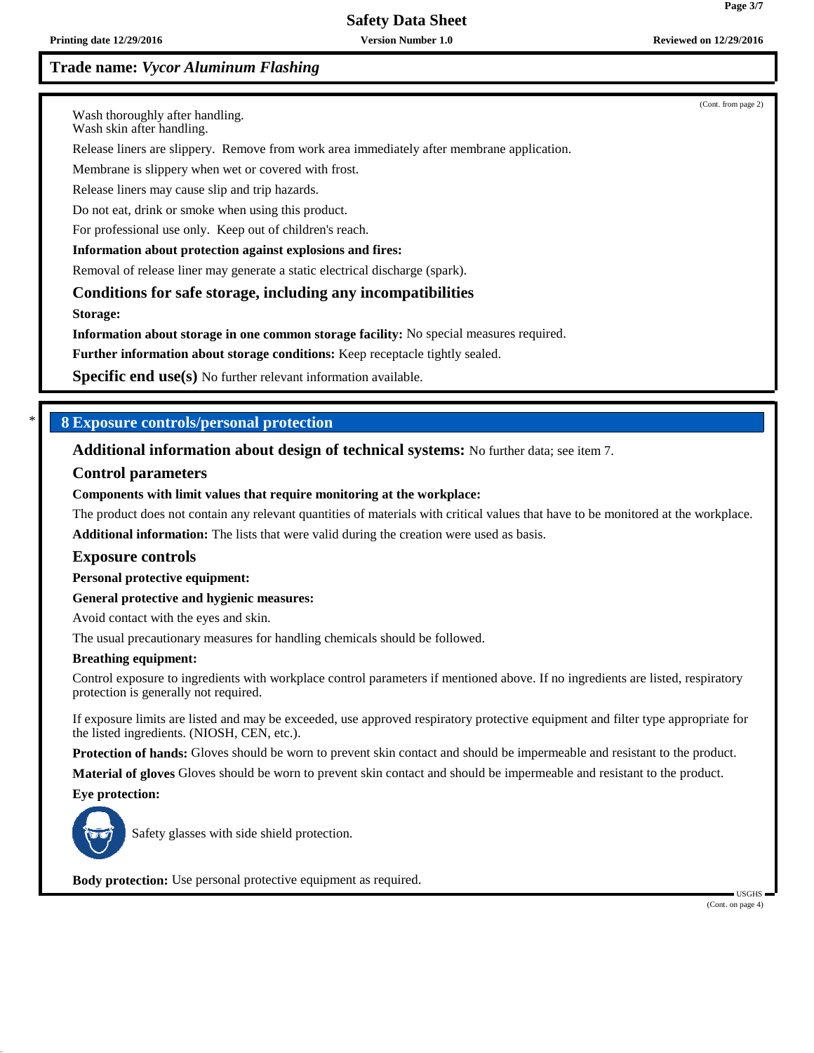**Trade name:** *Vycor Aluminum Flashing*

(Cont. from page 2)

Wash thoroughly after handling.
Wash skin after handling.

Release liners are slippery. Remove from work area immediately after membrane application.

Membrane is slippery when wet or covered with frost.

Release liners may cause slip and trip hazards.

Do not eat, drink or smoke when using this product.

For professional use only. Keep out of children's reach.

**Information about protection against explosions and fires:**

Removal of release liner may generate a static electrical discharge (spark).

### Conditions for safe storage, including any incompatibilities

**Storage:**

**Information about storage in one common storage facility:** No special measures required.

**Further information about storage conditions:** Keep receptacle tightly sealed.

**Specific end use(s)** No further relevant information available.

## * 8 Exposure controls/personal protection

**Additional information about design of technical systems:** No further data; see item 7.

### Control parameters

**Components with limit values that require monitoring at the workplace:**

The product does not contain any relevant quantities of materials with critical values that have to be monitored at the workplace.

**Additional information:** The lists that were valid during the creation were used as basis.

### Exposure controls

**Personal protective equipment:**

**General protective and hygienic measures:**

Avoid contact with the eyes and skin.

The usual precautionary measures for handling chemicals should be followed.

**Breathing equipment:**

Control exposure to ingredients with workplace control parameters if mentioned above. If no ingredients are listed, respiratory protection is generally not required.

If exposure limits are listed and may be exceeded, use approved respiratory protective equipment and filter type appropriate for the listed ingredients. (NIOSH, CEN, etc.).

**Protection of hands:** Gloves should be worn to prevent skin contact and should be impermeable and resistant to the product.

**Material of gloves** Gloves should be worn to prevent skin contact and should be impermeable and resistant to the product.

**Eye protection:**

Safety glasses with side shield protection.

**Body protection:** Use personal protective equipment as required.

(Cont. on page 4)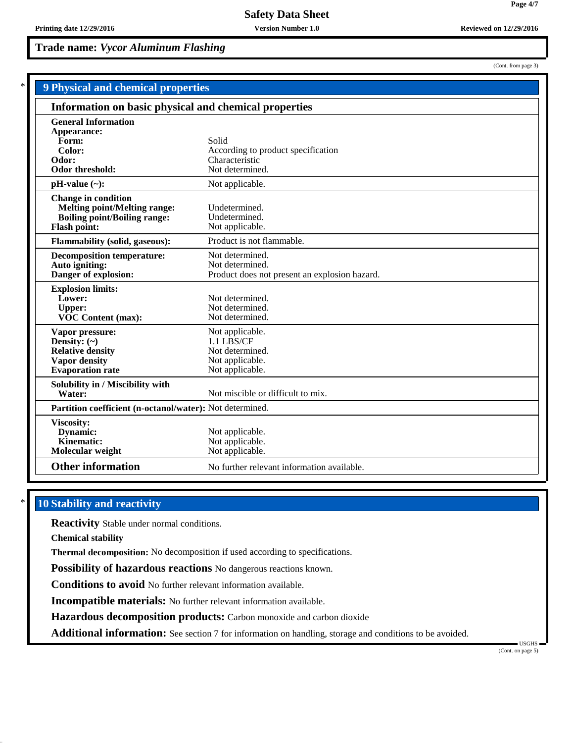**Trade name:** ***Vycor Aluminum Flashing***

(Cont. from page 3)

## 9 Physical and chemical properties

### Information on basic physical and chemical properties

| Property | Value |
|---|---|
| **General Information** | |
| **Appearance:** | |
| **Form:** | Solid |
| **Color:** | According to product specification |
| **Odor:** | Characteristic |
| **Odor threshold:** | Not determined. |
| **pH-value (~):** | Not applicable. |
| **Change in condition** | |
| **Melting point/Melting range:** | Undetermined. |
| **Boiling point/Boiling range:** | Undetermined. |
| **Flash point:** | Not applicable. |
| **Flammability (solid, gaseous):** | Product is not flammable. |
| **Decomposition temperature:** | Not determined. |
| **Auto igniting:** | Not determined. |
| **Danger of explosion:** | Product does not present an explosion hazard. |
| **Explosion limits:** | |
| **Lower:** | Not determined. |
| **Upper:** | Not determined. |
| **VOC Content (max):** | Not determined. |
| **Vapor pressure:** | Not applicable. |
| **Density: (~)** | 1.1 LBS/CF |
| **Relative density** | Not determined. |
| **Vapor density** | Not applicable. |
| **Evaporation rate** | Not applicable. |
| **Solubility in / Miscibility with** | |
| **Water:** | Not miscible or difficult to mix. |
| **Partition coefficient (n-octanol/water):** | Not determined. |
| **Viscosity:** | |
| **Dynamic:** | Not applicable. |
| **Kinematic:** | Not applicable. |
| **Molecular weight** | Not applicable. |
| **Other information** | No further relevant information available. |

## 10 Stability and reactivity

**Reactivity** Stable under normal conditions.

**Chemical stability**

**Thermal decomposition:** No decomposition if used according to specifications.

**Possibility of hazardous reactions** No dangerous reactions known.

**Conditions to avoid** No further relevant information available.

**Incompatible materials:** No further relevant information available.

**Hazardous decomposition products:** Carbon monoxide and carbon dioxide

**Additional information:** See section 7 for information on handling, storage and conditions to be avoided.

(Cont. on page 5)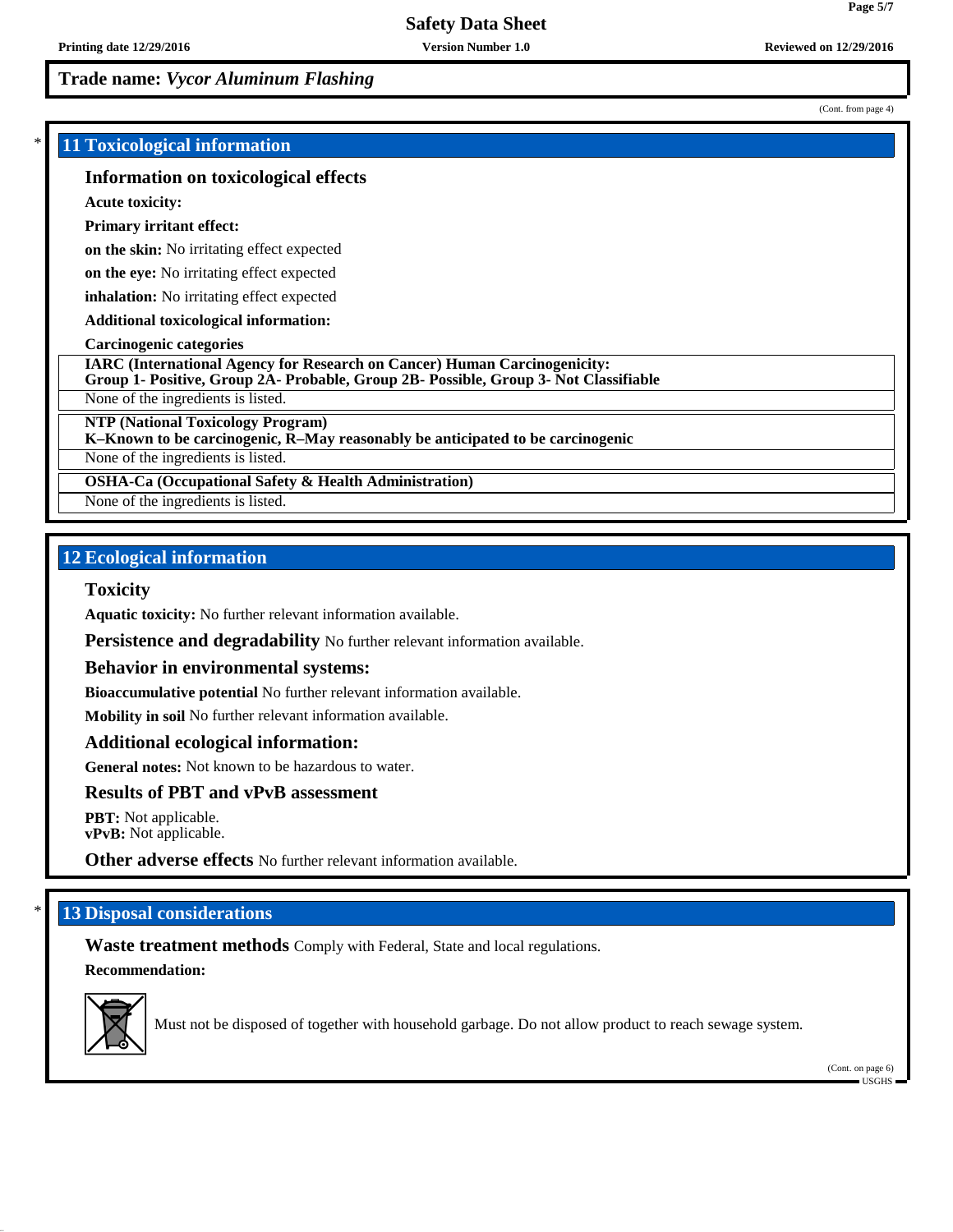**Trade name:** ***Vycor Aluminum Flashing***

(Cont. from page 4)

## 11 Toxicological information

### Information on toxicological effects

**Acute toxicity:**

**Primary irritant effect:**

**on the skin:** No irritating effect expected

**on the eye:** No irritating effect expected

**inhalation:** No irritating effect expected

**Additional toxicological information:**

**Carcinogenic categories**

| **IARC (International Agency for Research on Cancer) Human Carcinogenicity: Group 1- Positive, Group 2A- Probable, Group 2B- Possible, Group 3- Not Classifiable** |
|---|
| None of the ingredients is listed. |

| **NTP (National Toxicology Program) K–Known to be carcinogenic, R–May reasonably be anticipated to be carcinogenic** |
|---|
| None of the ingredients is listed. |

| **OSHA-Ca (Occupational Safety & Health Administration)** |
|---|
| None of the ingredients is listed. |

## 12 Ecological information

### Toxicity

**Aquatic toxicity:** No further relevant information available.

**Persistence and degradability** No further relevant information available.

### Behavior in environmental systems:

**Bioaccumulative potential** No further relevant information available.

**Mobility in soil** No further relevant information available.

### Additional ecological information:

**General notes:** Not known to be hazardous to water.

### Results of PBT and vPvB assessment

**PBT:** Not applicable.
**vPvB:** Not applicable.

**Other adverse effects** No further relevant information available.

## 13 Disposal considerations

**Waste treatment methods** Comply with Federal, State and local regulations.

**Recommendation:**

Must not be disposed of together with household garbage. Do not allow product to reach sewage system.

(Cont. on page 6)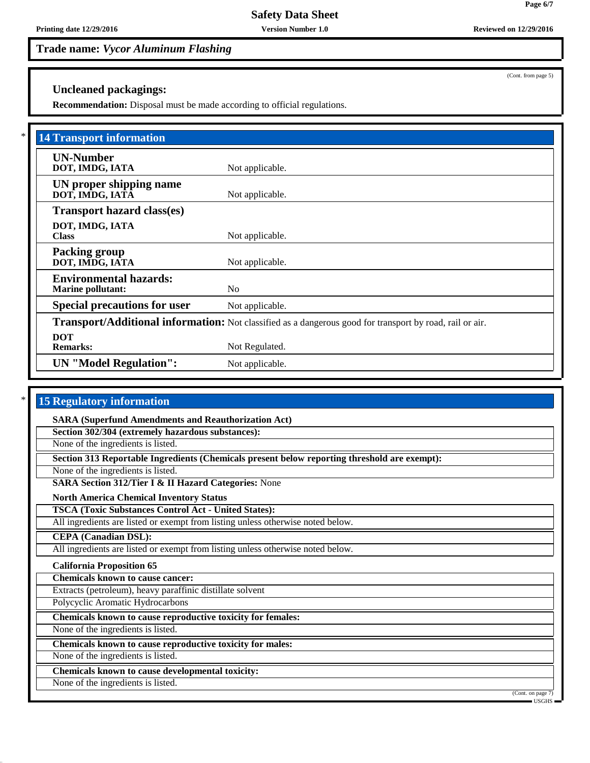## Trade name: *Vycor Aluminum Flashing*

(Cont. from page 5)

### Uncleaned packagings:

**Recommendation:** Disposal must be made according to official regulations.

## 14 Transport information

| | |
|---|---|
| **UN-Number**<br>**DOT, IMDG, IATA** | Not applicable. |
| **UN proper shipping name**<br>**DOT, IMDG, IATA** | Not applicable. |
| **Transport hazard class(es)**<br>**DOT, IMDG, IATA**<br>**Class** | Not applicable. |
| **Packing group**<br>**DOT, IMDG, IATA** | Not applicable. |
| **Environmental hazards:**<br>**Marine pollutant:** | No |
| **Special precautions for user** | Not applicable. |
| **Transport/Additional information:** | Not classified as a dangerous good for transport by road, rail or air. |
| **DOT**<br>**Remarks:** | Not Regulated. |
| **UN "Model Regulation":** | Not applicable. |

## 15 Regulatory information

**SARA (Superfund Amendments and Reauthorization Act)**

**Section 302/304 (extremely hazardous substances):**

None of the ingredients is listed.

**Section 313 Reportable Ingredients (Chemicals present below reporting threshold are exempt):**

None of the ingredients is listed.

**SARA Section 312/Tier I & II Hazard Categories:** None

**North America Chemical Inventory Status**

**TSCA (Toxic Substances Control Act - United States):**

All ingredients are listed or exempt from listing unless otherwise noted below.

**CEPA (Canadian DSL):**

All ingredients are listed or exempt from listing unless otherwise noted below.

**California Proposition 65**

**Chemicals known to cause cancer:**

Extracts (petroleum), heavy paraffinic distillate solvent

Polycyclic Aromatic Hydrocarbons

**Chemicals known to cause reproductive toxicity for females:**

None of the ingredients is listed.

**Chemicals known to cause reproductive toxicity for males:**

None of the ingredients is listed.

**Chemicals known to cause developmental toxicity:**

None of the ingredients is listed.

(Cont. on page 7)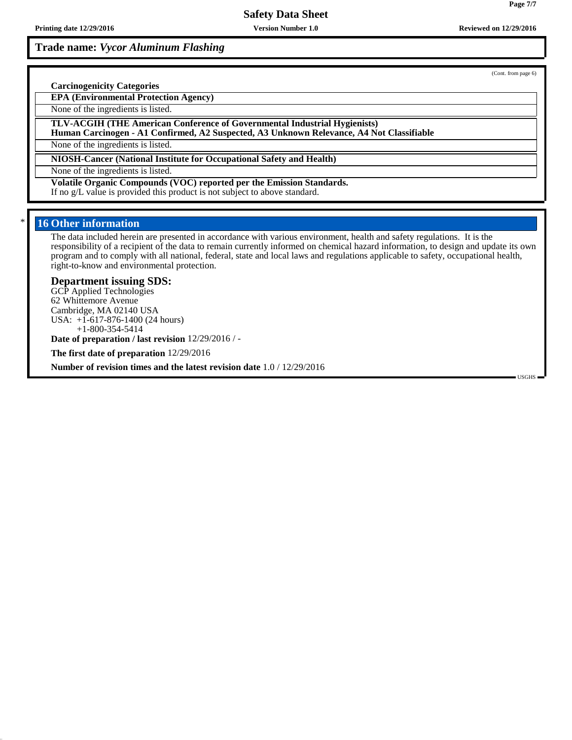**Trade name:** ***Vycor Aluminum Flashing***

(Cont. from page 6)

**Carcinogenicity Categories**

**EPA (Environmental Protection Agency)**

None of the ingredients is listed.

**TLV-ACGIH (THE American Conference of Governmental Industrial Hygienists)**
**Human Carcinogen - A1 Confirmed, A2 Suspected, A3 Unknown Relevance, A4 Not Classifiable**

None of the ingredients is listed.

**NIOSH-Cancer (National Institute for Occupational Safety and Health)**

None of the ingredients is listed.

**Volatile Organic Compounds (VOC) reported per the Emission Standards.**
If no g/L value is provided this product is not subject to above standard.

## * 16 Other information

The data included herein are presented in accordance with various environment, health and safety regulations. It is the responsibility of a recipient of the data to remain currently informed on chemical hazard information, to design and update its own program and to comply with all national, federal, state and local laws and regulations applicable to safety, occupational health, right-to-know and environmental protection.

### Department issuing SDS:

GCP Applied Technologies
62 Whittemore Avenue
Cambridge, MA 02140 USA
USA: +1-617-876-1400 (24 hours)
+1-800-354-5414

**Date of preparation / last revision** 12/29/2016 / -

**The first date of preparation** 12/29/2016

**Number of revision times and the latest revision date** 1.0 / 12/29/2016

USGHS